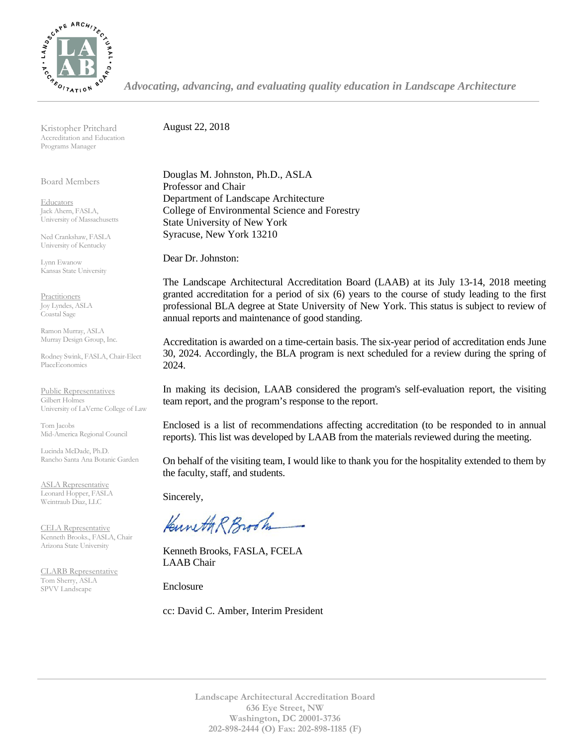*Advocating, advancing, and evaluating quality education in Landscape Architecture*

Kristopher Pritchard
Accreditation and Education Programs Manager

Board Members

Educators
Jack Ahern, FASLA, University of Massachusetts

Ned Crankshaw, FASLA
University of Kentucky

Lynn Ewanow
Kansas State University

Practitioners
Joy Lyndes, ASLA
Coastal Sage

Ramon Murray, ASLA
Murray Design Group, Inc.

Rodney Swink, FASLA, Chair-Elect
PlaceEconomics

Public Representatives
Gilbert Holmes
University of LaVerne College of Law

Tom Jacobs
Mid-America Regional Council

Lucinda McDade, Ph.D.
Rancho Santa Ana Botanic Garden

ASLA Representative
Leonard Hopper, FASLA
Weintraub Diaz, LLC

CELA Representative
Kenneth Brooks., FASLA, Chair
Arizona State University

CLARB Representative
Tom Sherry, ASLA
SPVV Landscape

August 22, 2018

Douglas M. Johnston, Ph.D., ASLA
Professor and Chair
Department of Landscape Architecture
College of Environmental Science and Forestry
State University of New York
Syracuse, New York 13210

Dear Dr. Johnston:

The Landscape Architectural Accreditation Board (LAAB) at its July 13-14, 2018 meeting granted accreditation for a period of six (6) years to the course of study leading to the first professional BLA degree at State University of New York. This status is subject to review of annual reports and maintenance of good standing.

Accreditation is awarded on a time-certain basis. The six-year period of accreditation ends June 30, 2024. Accordingly, the BLA program is next scheduled for a review during the spring of 2024.

In making its decision, LAAB considered the program's self-evaluation report, the visiting team report, and the program's response to the report.

Enclosed is a list of recommendations affecting accreditation (to be responded to in annual reports). This list was developed by LAAB from the materials reviewed during the meeting.

On behalf of the visiting team, I would like to thank you for the hospitality extended to them by the faculty, staff, and students.

Sincerely,

Kenneth Brooks, FASLA, FCELA
LAAB Chair

Enclosure

cc: David C. Amber, Interim President

Landscape Architectural Accreditation Board
636 Eye Street, NW
Washington, DC 20001-3736
202-898-2444 (O) Fax: 202-898-1185 (F)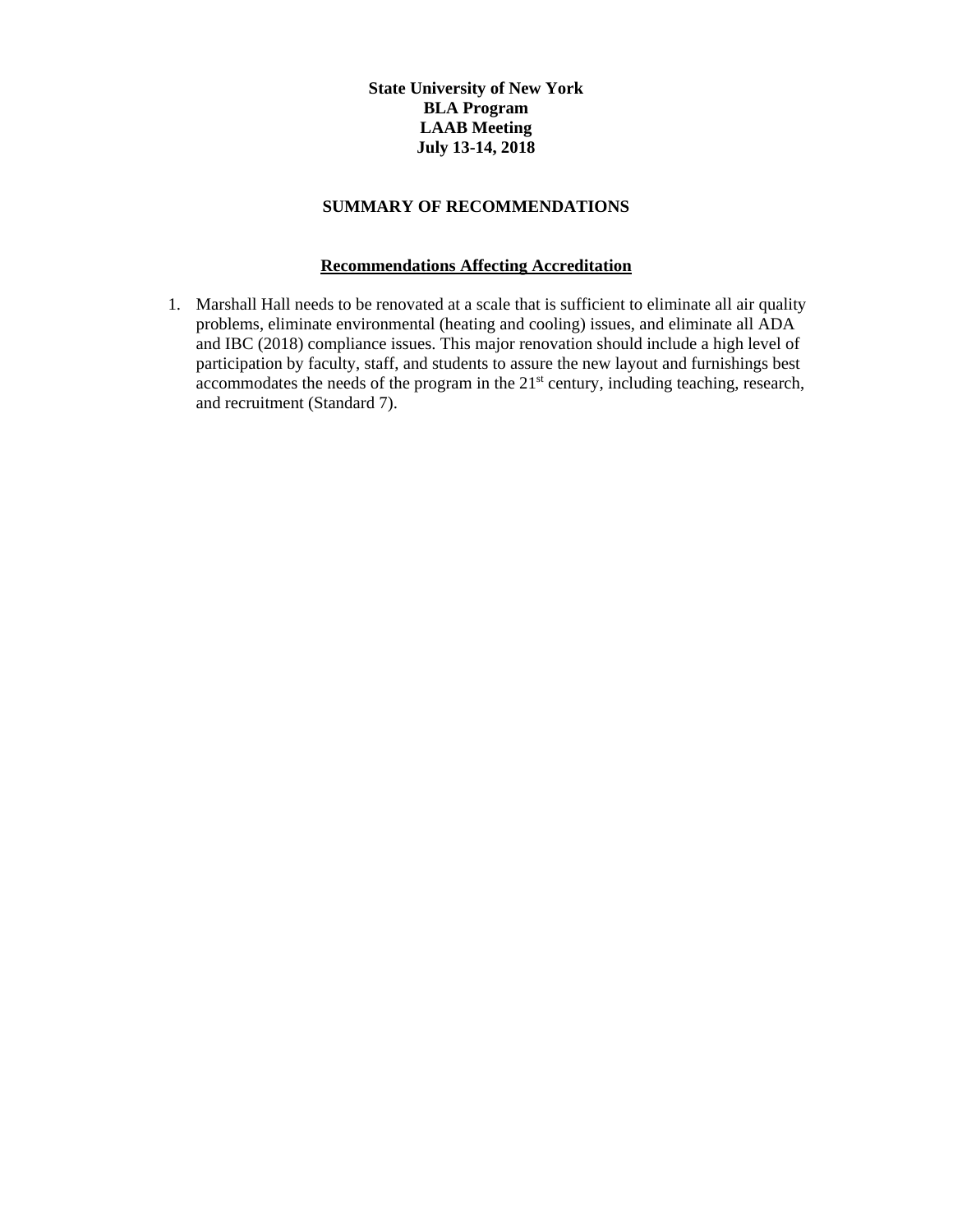**State University of New York**
**BLA Program**
**LAAB Meeting**
**July 13-14, 2018**

## SUMMARY OF RECOMMENDATIONS

### Recommendations Affecting Accreditation

1. Marshall Hall needs to be renovated at a scale that is sufficient to eliminate all air quality problems, eliminate environmental (heating and cooling) issues, and eliminate all ADA and IBC (2018) compliance issues. This major renovation should include a high level of participation by faculty, staff, and students to assure the new layout and furnishings best accommodates the needs of the program in the 21st century, including teaching, research, and recruitment (Standard 7).